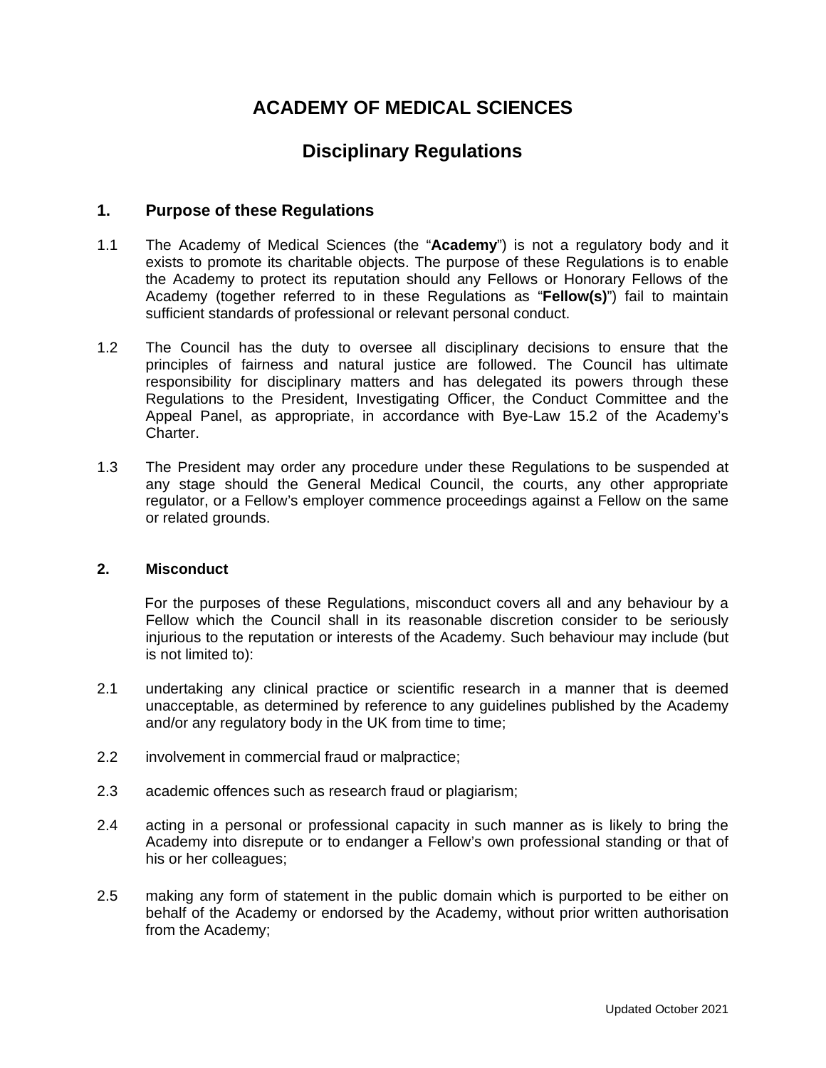# ACADEMY OF MEDICAL SCIENCES

## Disciplinary Regulations

### 1. Purpose of these Regulations

1.1 The Academy of Medical Sciences (the "**Academy**") is not a regulatory body and it exists to promote its charitable objects. The purpose of these Regulations is to enable the Academy to protect its reputation should any Fellows or Honorary Fellows of the Academy (together referred to in these Regulations as "**Fellow(s)**") fail to maintain sufficient standards of professional or relevant personal conduct.

1.2 The Council has the duty to oversee all disciplinary decisions to ensure that the principles of fairness and natural justice are followed. The Council has ultimate responsibility for disciplinary matters and has delegated its powers through these Regulations to the President, Investigating Officer, the Conduct Committee and the Appeal Panel, as appropriate, in accordance with Bye-Law 15.2 of the Academy's Charter.

1.3 The President may order any procedure under these Regulations to be suspended at any stage should the General Medical Council, the courts, any other appropriate regulator, or a Fellow's employer commence proceedings against a Fellow on the same or related grounds.

### 2. Misconduct

For the purposes of these Regulations, misconduct covers all and any behaviour by a Fellow which the Council shall in its reasonable discretion consider to be seriously injurious to the reputation or interests of the Academy. Such behaviour may include (but is not limited to):

2.1 undertaking any clinical practice or scientific research in a manner that is deemed unacceptable, as determined by reference to any guidelines published by the Academy and/or any regulatory body in the UK from time to time;

2.2 involvement in commercial fraud or malpractice;

2.3 academic offences such as research fraud or plagiarism;

2.4 acting in a personal or professional capacity in such manner as is likely to bring the Academy into disrepute or to endanger a Fellow's own professional standing or that of his or her colleagues;

2.5 making any form of statement in the public domain which is purported to be either on behalf of the Academy or endorsed by the Academy, without prior written authorisation from the Academy;

Updated October 2021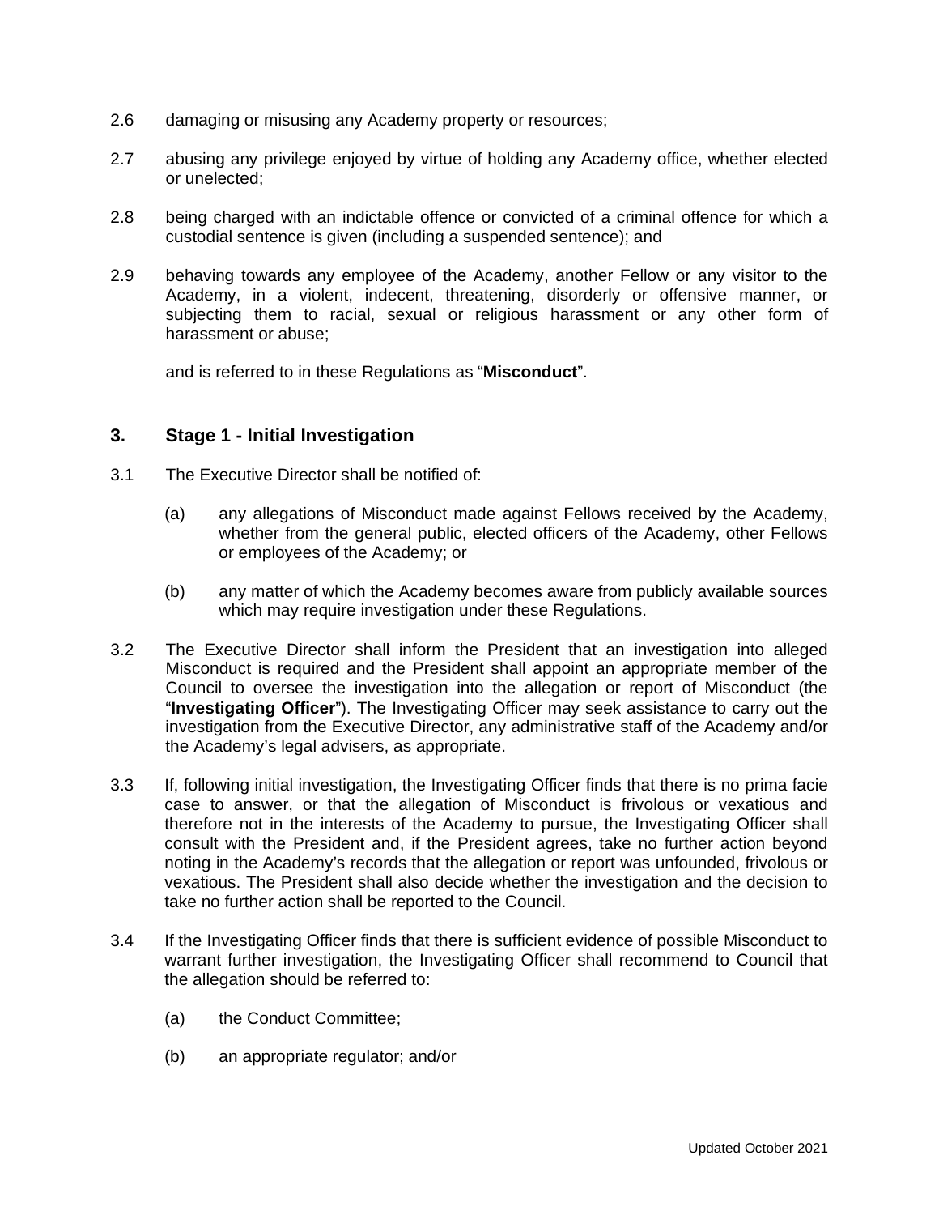2.6 damaging or misusing any Academy property or resources;

2.7 abusing any privilege enjoyed by virtue of holding any Academy office, whether elected or unelected;

2.8 being charged with an indictable offence or convicted of a criminal offence for which a custodial sentence is given (including a suspended sentence); and

2.9 behaving towards any employee of the Academy, another Fellow or any visitor to the Academy, in a violent, indecent, threatening, disorderly or offensive manner, or subjecting them to racial, sexual or religious harassment or any other form of harassment or abuse;

and is referred to in these Regulations as "**Misconduct**".

## 3. Stage 1 - Initial Investigation

3.1 The Executive Director shall be notified of:

(a) any allegations of Misconduct made against Fellows received by the Academy, whether from the general public, elected officers of the Academy, other Fellows or employees of the Academy; or

(b) any matter of which the Academy becomes aware from publicly available sources which may require investigation under these Regulations.

3.2 The Executive Director shall inform the President that an investigation into alleged Misconduct is required and the President shall appoint an appropriate member of the Council to oversee the investigation into the allegation or report of Misconduct (the "**Investigating Officer**"). The Investigating Officer may seek assistance to carry out the investigation from the Executive Director, any administrative staff of the Academy and/or the Academy's legal advisers, as appropriate.

3.3 If, following initial investigation, the Investigating Officer finds that there is no prima facie case to answer, or that the allegation of Misconduct is frivolous or vexatious and therefore not in the interests of the Academy to pursue, the Investigating Officer shall consult with the President and, if the President agrees, take no further action beyond noting in the Academy's records that the allegation or report was unfounded, frivolous or vexatious. The President shall also decide whether the investigation and the decision to take no further action shall be reported to the Council.

3.4 If the Investigating Officer finds that there is sufficient evidence of possible Misconduct to warrant further investigation, the Investigating Officer shall recommend to Council that the allegation should be referred to:

(a) the Conduct Committee;

(b) an appropriate regulator; and/or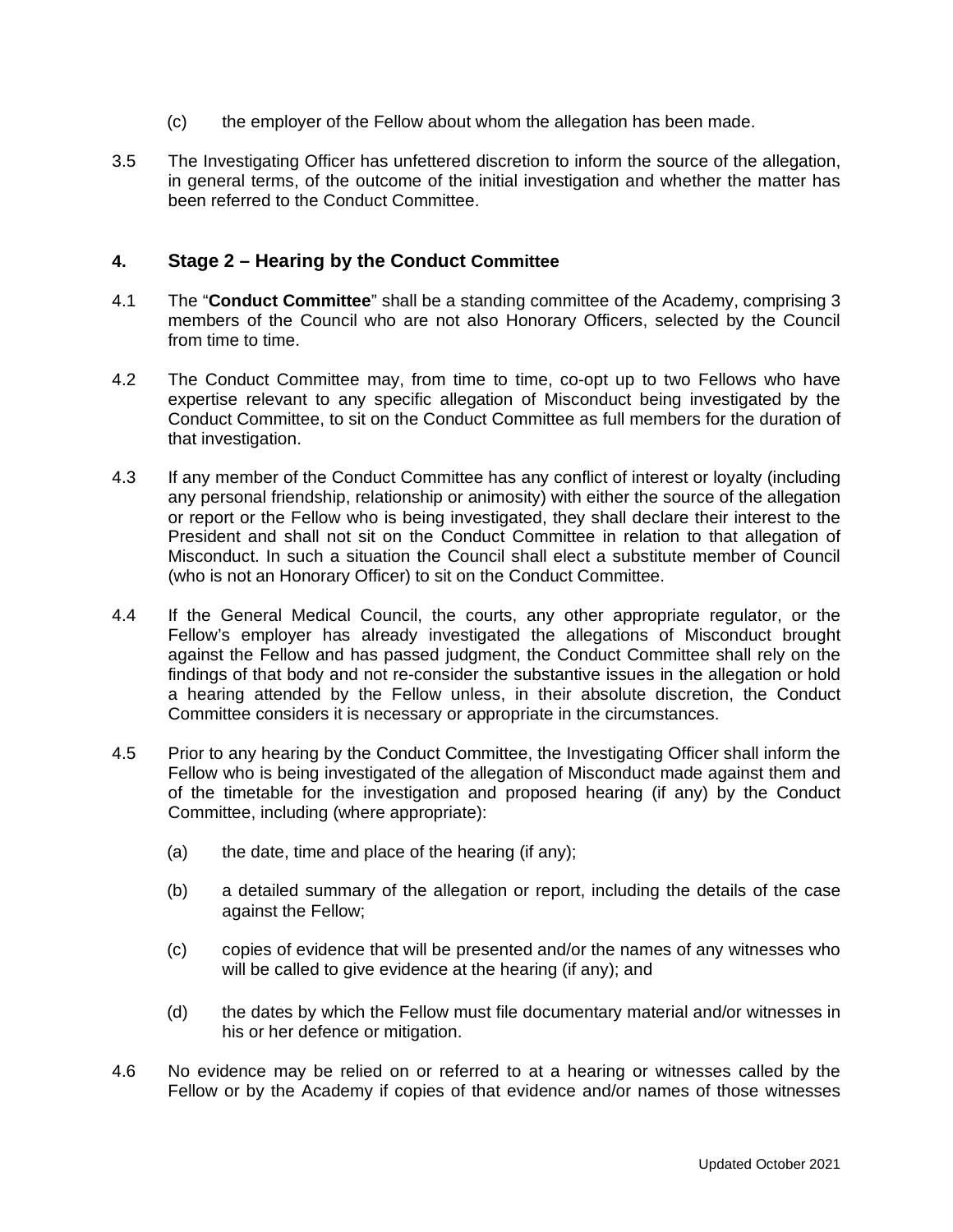(c) the employer of the Fellow about whom the allegation has been made.

3.5 The Investigating Officer has unfettered discretion to inform the source of the allegation, in general terms, of the outcome of the initial investigation and whether the matter has been referred to the Conduct Committee.

## 4. Stage 2 – Hearing by the Conduct Committee

4.1 The "**Conduct Committee**" shall be a standing committee of the Academy, comprising 3 members of the Council who are not also Honorary Officers, selected by the Council from time to time.

4.2 The Conduct Committee may, from time to time, co-opt up to two Fellows who have expertise relevant to any specific allegation of Misconduct being investigated by the Conduct Committee, to sit on the Conduct Committee as full members for the duration of that investigation.

4.3 If any member of the Conduct Committee has any conflict of interest or loyalty (including any personal friendship, relationship or animosity) with either the source of the allegation or report or the Fellow who is being investigated, they shall declare their interest to the President and shall not sit on the Conduct Committee in relation to that allegation of Misconduct. In such a situation the Council shall elect a substitute member of Council (who is not an Honorary Officer) to sit on the Conduct Committee.

4.4 If the General Medical Council, the courts, any other appropriate regulator, or the Fellow's employer has already investigated the allegations of Misconduct brought against the Fellow and has passed judgment, the Conduct Committee shall rely on the findings of that body and not re-consider the substantive issues in the allegation or hold a hearing attended by the Fellow unless, in their absolute discretion, the Conduct Committee considers it is necessary or appropriate in the circumstances.

4.5 Prior to any hearing by the Conduct Committee, the Investigating Officer shall inform the Fellow who is being investigated of the allegation of Misconduct made against them and of the timetable for the investigation and proposed hearing (if any) by the Conduct Committee, including (where appropriate):

(a) the date, time and place of the hearing (if any);

(b) a detailed summary of the allegation or report, including the details of the case against the Fellow;

(c) copies of evidence that will be presented and/or the names of any witnesses who will be called to give evidence at the hearing (if any); and

(d) the dates by which the Fellow must file documentary material and/or witnesses in his or her defence or mitigation.

4.6 No evidence may be relied on or referred to at a hearing or witnesses called by the Fellow or by the Academy if copies of that evidence and/or names of those witnesses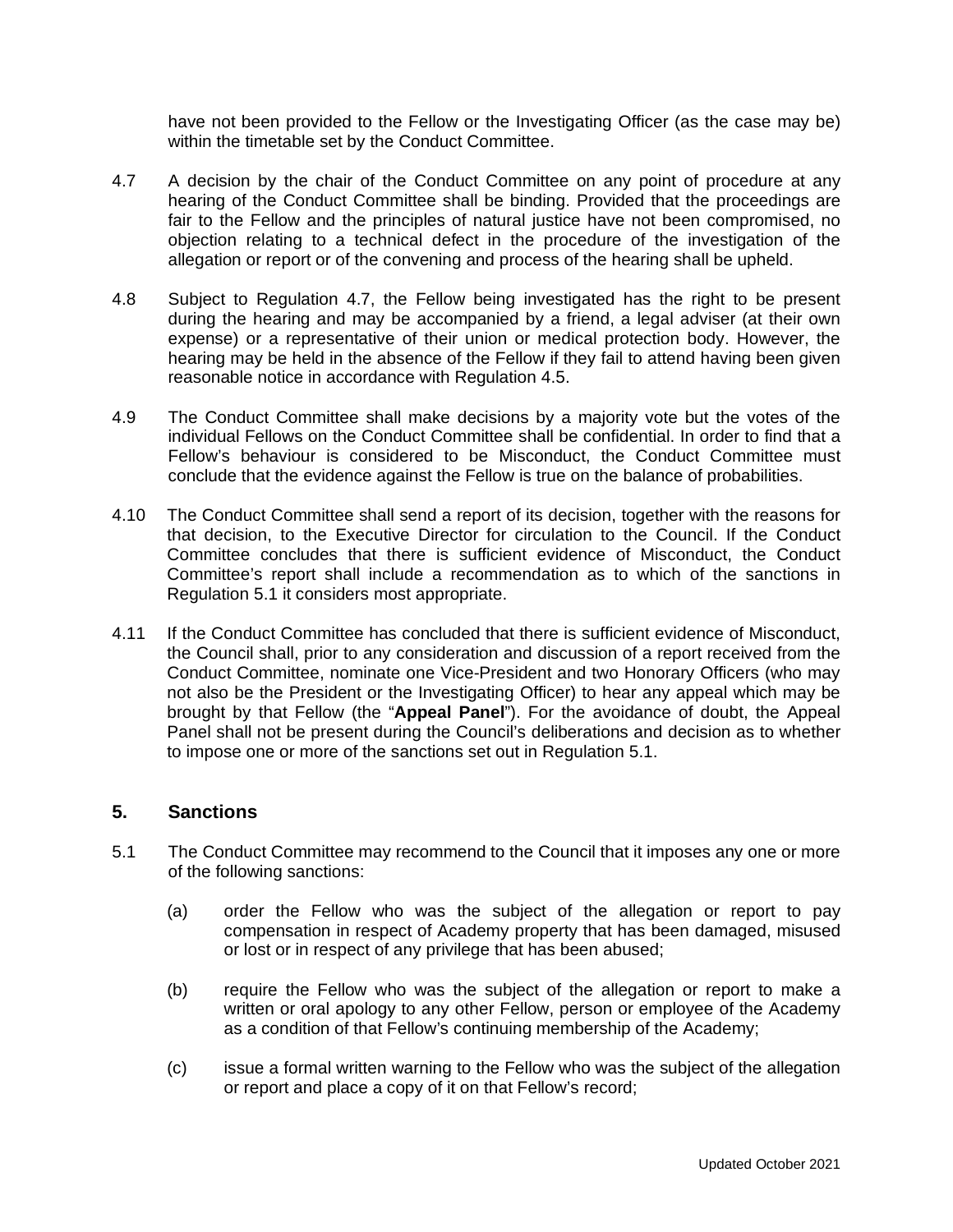have not been provided to the Fellow or the Investigating Officer (as the case may be) within the timetable set by the Conduct Committee.

4.7 A decision by the chair of the Conduct Committee on any point of procedure at any hearing of the Conduct Committee shall be binding. Provided that the proceedings are fair to the Fellow and the principles of natural justice have not been compromised, no objection relating to a technical defect in the procedure of the investigation of the allegation or report or of the convening and process of the hearing shall be upheld.

4.8 Subject to Regulation 4.7, the Fellow being investigated has the right to be present during the hearing and may be accompanied by a friend, a legal adviser (at their own expense) or a representative of their union or medical protection body. However, the hearing may be held in the absence of the Fellow if they fail to attend having been given reasonable notice in accordance with Regulation 4.5.

4.9 The Conduct Committee shall make decisions by a majority vote but the votes of the individual Fellows on the Conduct Committee shall be confidential. In order to find that a Fellow's behaviour is considered to be Misconduct, the Conduct Committee must conclude that the evidence against the Fellow is true on the balance of probabilities.

4.10 The Conduct Committee shall send a report of its decision, together with the reasons for that decision, to the Executive Director for circulation to the Council. If the Conduct Committee concludes that there is sufficient evidence of Misconduct, the Conduct Committee's report shall include a recommendation as to which of the sanctions in Regulation 5.1 it considers most appropriate.

4.11 If the Conduct Committee has concluded that there is sufficient evidence of Misconduct, the Council shall, prior to any consideration and discussion of a report received from the Conduct Committee, nominate one Vice-President and two Honorary Officers (who may not also be the President or the Investigating Officer) to hear any appeal which may be brought by that Fellow (the "**Appeal Panel**"). For the avoidance of doubt, the Appeal Panel shall not be present during the Council's deliberations and decision as to whether to impose one or more of the sanctions set out in Regulation 5.1.

## 5. Sanctions

5.1 The Conduct Committee may recommend to the Council that it imposes any one or more of the following sanctions:

(a) order the Fellow who was the subject of the allegation or report to pay compensation in respect of Academy property that has been damaged, misused or lost or in respect of any privilege that has been abused;

(b) require the Fellow who was the subject of the allegation or report to make a written or oral apology to any other Fellow, person or employee of the Academy as a condition of that Fellow's continuing membership of the Academy;

(c) issue a formal written warning to the Fellow who was the subject of the allegation or report and place a copy of it on that Fellow's record;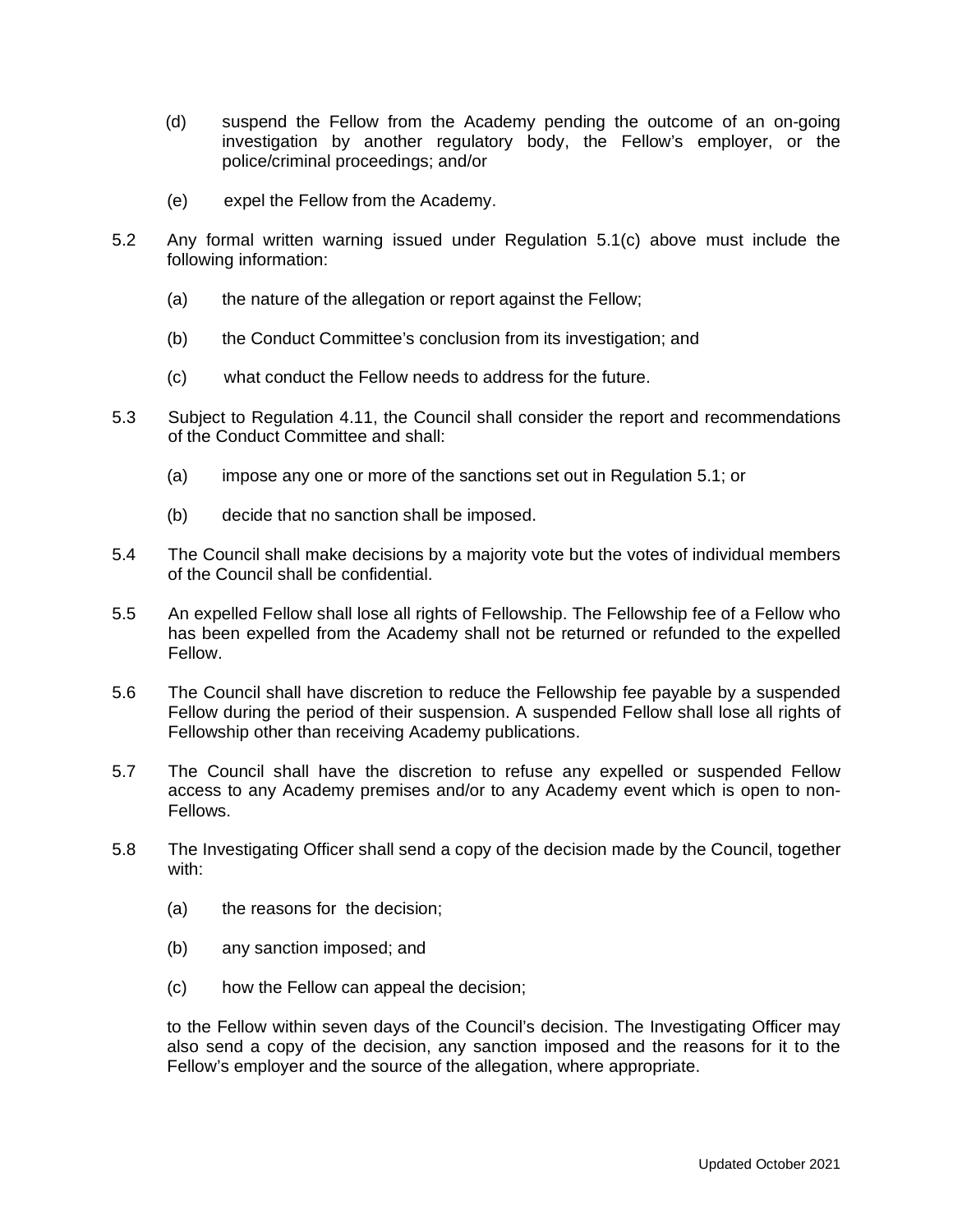(d) suspend the Fellow from the Academy pending the outcome of an on-going investigation by another regulatory body, the Fellow's employer, or the police/criminal proceedings; and/or

(e) expel the Fellow from the Academy.

5.2 Any formal written warning issued under Regulation 5.1(c) above must include the following information:

(a) the nature of the allegation or report against the Fellow;

(b) the Conduct Committee's conclusion from its investigation; and

(c) what conduct the Fellow needs to address for the future.

5.3 Subject to Regulation 4.11, the Council shall consider the report and recommendations of the Conduct Committee and shall:

(a) impose any one or more of the sanctions set out in Regulation 5.1; or

(b) decide that no sanction shall be imposed.

5.4 The Council shall make decisions by a majority vote but the votes of individual members of the Council shall be confidential.

5.5 An expelled Fellow shall lose all rights of Fellowship. The Fellowship fee of a Fellow who has been expelled from the Academy shall not be returned or refunded to the expelled Fellow.

5.6 The Council shall have discretion to reduce the Fellowship fee payable by a suspended Fellow during the period of their suspension. A suspended Fellow shall lose all rights of Fellowship other than receiving Academy publications.

5.7 The Council shall have the discretion to refuse any expelled or suspended Fellow access to any Academy premises and/or to any Academy event which is open to non-Fellows.

5.8 The Investigating Officer shall send a copy of the decision made by the Council, together with:

(a) the reasons for the decision;

(b) any sanction imposed; and

(c) how the Fellow can appeal the decision;

to the Fellow within seven days of the Council's decision. The Investigating Officer may also send a copy of the decision, any sanction imposed and the reasons for it to the Fellow's employer and the source of the allegation, where appropriate.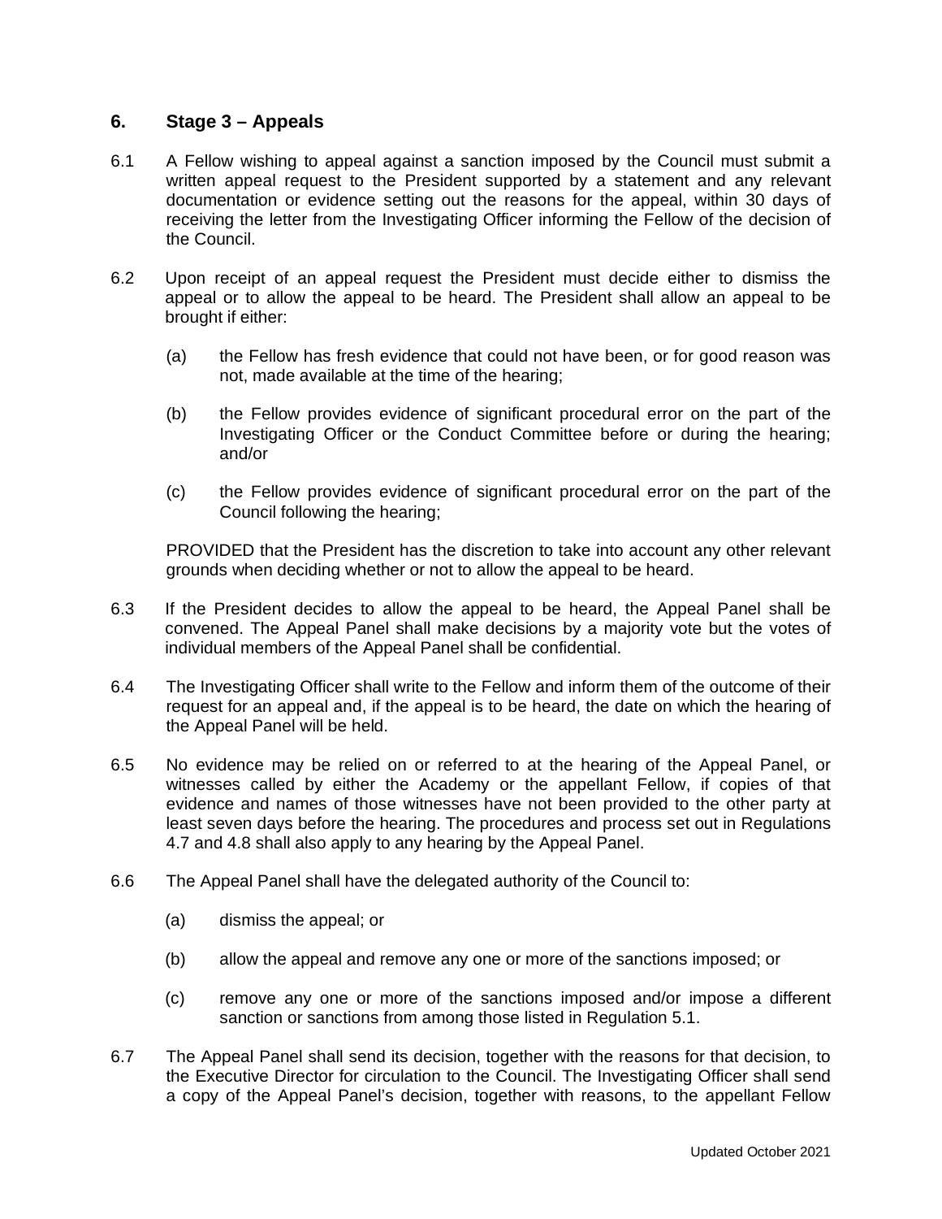## 6. Stage 3 – Appeals

6.1 A Fellow wishing to appeal against a sanction imposed by the Council must submit a written appeal request to the President supported by a statement and any relevant documentation or evidence setting out the reasons for the appeal, within 30 days of receiving the letter from the Investigating Officer informing the Fellow of the decision of the Council.

6.2 Upon receipt of an appeal request the President must decide either to dismiss the appeal or to allow the appeal to be heard. The President shall allow an appeal to be brought if either:

(a) the Fellow has fresh evidence that could not have been, or for good reason was not, made available at the time of the hearing;

(b) the Fellow provides evidence of significant procedural error on the part of the Investigating Officer or the Conduct Committee before or during the hearing; and/or

(c) the Fellow provides evidence of significant procedural error on the part of the Council following the hearing;

PROVIDED that the President has the discretion to take into account any other relevant grounds when deciding whether or not to allow the appeal to be heard.

6.3 If the President decides to allow the appeal to be heard, the Appeal Panel shall be convened. The Appeal Panel shall make decisions by a majority vote but the votes of individual members of the Appeal Panel shall be confidential.

6.4 The Investigating Officer shall write to the Fellow and inform them of the outcome of their request for an appeal and, if the appeal is to be heard, the date on which the hearing of the Appeal Panel will be held.

6.5 No evidence may be relied on or referred to at the hearing of the Appeal Panel, or witnesses called by either the Academy or the appellant Fellow, if copies of that evidence and names of those witnesses have not been provided to the other party at least seven days before the hearing. The procedures and process set out in Regulations 4.7 and 4.8 shall also apply to any hearing by the Appeal Panel.

6.6 The Appeal Panel shall have the delegated authority of the Council to:

(a) dismiss the appeal; or

(b) allow the appeal and remove any one or more of the sanctions imposed; or

(c) remove any one or more of the sanctions imposed and/or impose a different sanction or sanctions from among those listed in Regulation 5.1.

6.7 The Appeal Panel shall send its decision, together with the reasons for that decision, to the Executive Director for circulation to the Council. The Investigating Officer shall send a copy of the Appeal Panel's decision, together with reasons, to the appellant Fellow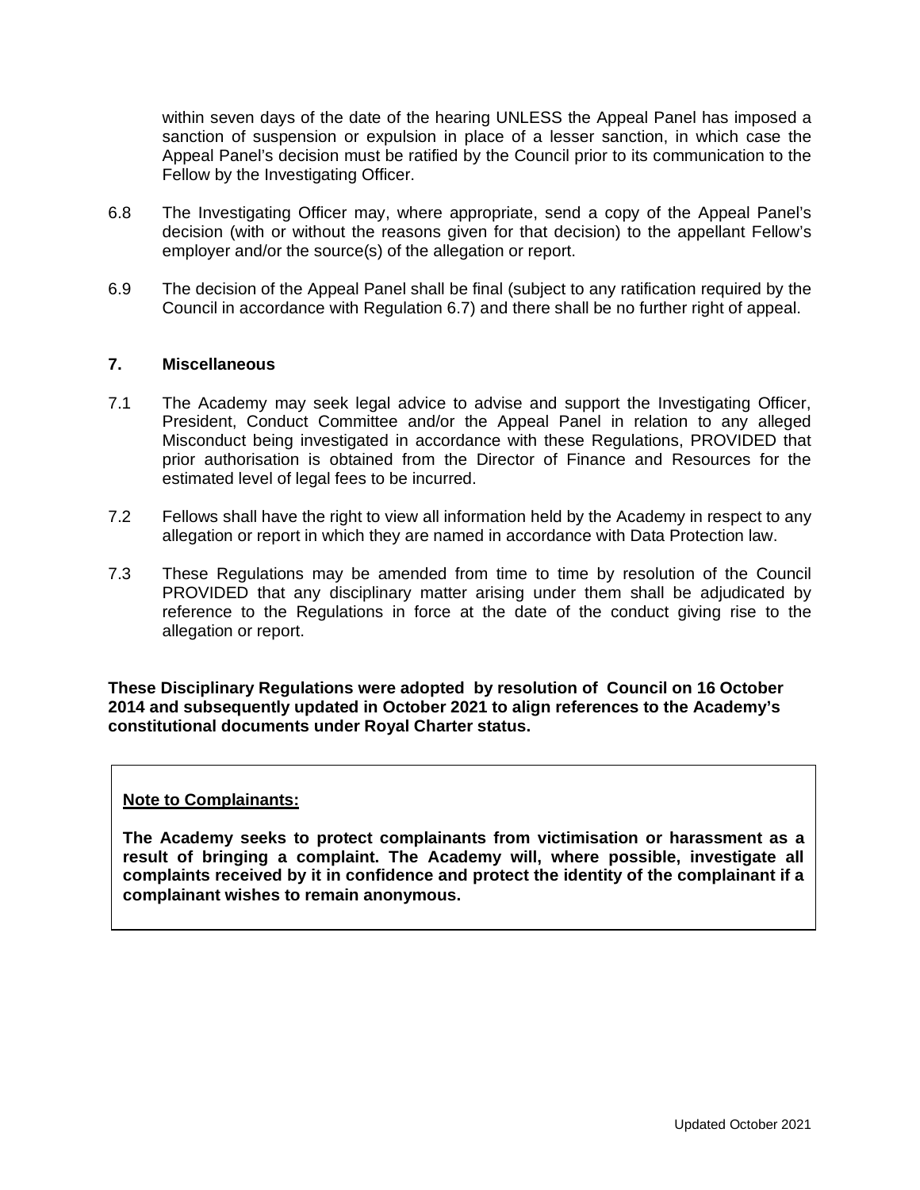within seven days of the date of the hearing UNLESS the Appeal Panel has imposed a sanction of suspension or expulsion in place of a lesser sanction, in which case the Appeal Panel's decision must be ratified by the Council prior to its communication to the Fellow by the Investigating Officer.

6.8 The Investigating Officer may, where appropriate, send a copy of the Appeal Panel's decision (with or without the reasons given for that decision) to the appellant Fellow's employer and/or the source(s) of the allegation or report.

6.9 The decision of the Appeal Panel shall be final (subject to any ratification required by the Council in accordance with Regulation 6.7) and there shall be no further right of appeal.

## 7. Miscellaneous

7.1 The Academy may seek legal advice to advise and support the Investigating Officer, President, Conduct Committee and/or the Appeal Panel in relation to any alleged Misconduct being investigated in accordance with these Regulations, PROVIDED that prior authorisation is obtained from the Director of Finance and Resources for the estimated level of legal fees to be incurred.

7.2 Fellows shall have the right to view all information held by the Academy in respect to any allegation or report in which they are named in accordance with Data Protection law.

7.3 These Regulations may be amended from time to time by resolution of the Council PROVIDED that any disciplinary matter arising under them shall be adjudicated by reference to the Regulations in force at the date of the conduct giving rise to the allegation or report.

**These Disciplinary Regulations were adopted by resolution of Council on 16 October 2014 and subsequently updated in October 2021 to align references to the Academy's constitutional documents under Royal Charter status.**

**<u>Note to Complainants:</u>**

**The Academy seeks to protect complainants from victimisation or harassment as a result of bringing a complaint. The Academy will, where possible, investigate all complaints received by it in confidence and protect the identity of the complainant if a complainant wishes to remain anonymous.**

Updated October 2021